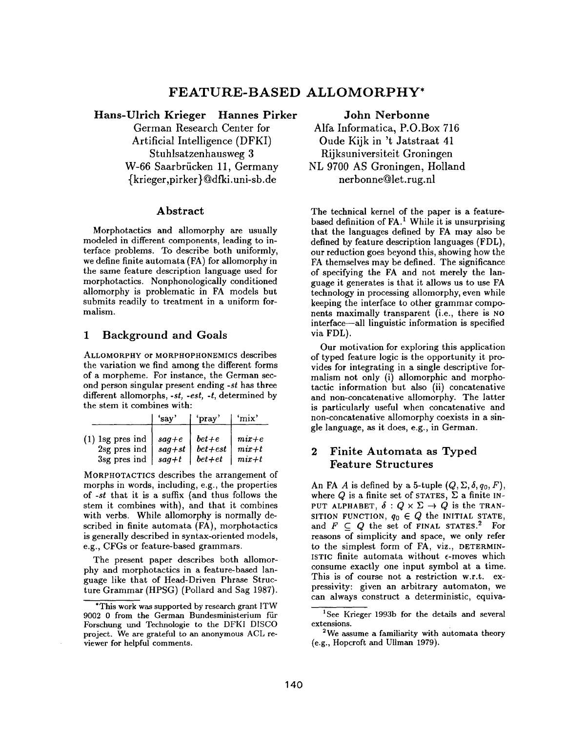# FEATURE-BASED ALLOMORPHY*

**Hans-Ulrich Krieger Hannes Pirker**
German Research Center for
Artificial Intelligence (DFKI)
Stuhlsatzenhausweg 3
W-66 Saarbrücken 11, Germany
{krieger,pirker}@dfki.uni-sb.de

**John Nerbonne**
Alfa Informatica, P.O.Box 716
Oude Kijk in 't Jatstraat 41
Rijksuniversiteit Groningen
NL 9700 AS Groningen, Holland
nerbonne@let.rug.nl

## Abstract

Morphotactics and allomorphy are usually modeled in different components, leading to interface problems. To describe both uniformly, we define finite automata (FA) for allomorphy in the same feature description language used for morphotactics. Nonphonologically conditioned allomorphy is problematic in FA models but submits readily to treatment in a uniform formalism.

## 1 Background and Goals

ALLOMORPHY or MORPHOPHONEMICS describes the variation we find among the different forms of a morpheme. For instance, the German second person singular present ending *-st* has three different allomorphs, *-st*, *-est*, *-t*, determined by the stem it combines with:

| | 'say' | 'pray' | 'mix' |
|---|---|---|---|
| (1) 1sg pres ind | *sag+e* | *bet+e* | *mix+e* |
| 2sg pres ind | *sag+st* | *bet+est* | *mix+t* |
| 3sg pres ind | *sag+t* | *bet+et* | *mix+t* |

MORPHOTACTICS describes the arrangement of morphs in words, including, e.g., the properties of *-st* that it is a suffix (and thus follows the stem it combines with), and that it combines with verbs. While allomorphy is normally described in finite automata (FA), morphotactics is generally described in syntax-oriented models, e.g., CFGs or feature-based grammars.

The present paper describes both allomorphy and morphotactics in a feature-based language like that of Head-Driven Phrase Structure Grammar (HPSG) (Pollard and Sag 1987). The technical kernel of the paper is a feature-based definition of FA.[1] While it is unsurprising that the languages defined by FA may also be defined by feature description languages (FDL), our reduction goes beyond this, showing how the FA themselves may be defined. The significance of specifying the FA and not merely the language it generates is that it allows us to use FA technology in processing allomorphy, even while keeping the interface to other grammar components maximally transparent (i.e., there is NO interface—all linguistic information is specified via FDL).

Our motivation for exploring this application of typed feature logic is the opportunity it provides for integrating in a single descriptive formalism not only (i) allomorphic and morphotactic information but also (ii) concatenative and non-concatenative allomorphy. The latter is particularly useful when concatenative and non-concatenative allomorphy coexists in a single language, as it does, e.g., in German.

## 2 Finite Automata as Typed Feature Structures

An FA $A$ is defined by a 5-tuple $(Q, \Sigma, \delta, q_0, F)$, where $Q$ is a finite set of STATES, $\Sigma$ a finite INPUT ALPHABET, $\delta : Q \times \Sigma \rightarrow Q$ is the TRANSITION FUNCTION, $q_0 \in Q$ the INITIAL STATE, and $F \subseteq Q$ the set of FINAL STATES.[2] For reasons of simplicity and space, we only refer to the simplest form of FA, viz., DETERMINISTIC finite automata without $\epsilon$-moves which consume exactly one input symbol at a time. This is of course not a restriction w.r.t. expressivity: given an arbitrary automaton, we can always construct a deterministic, equiva-

*This work was supported by research grant ITW 9002 0 from the German Bundesministerium für Forschung und Technologie to the DFKI DISCO project. We are grateful to an anonymous ACL reviewer for helpful comments.

[1] See Krieger 1993b for the details and several extensions.

[2] We assume a familiarity with automata theory (e.g., Hopcroft and Ullman 1979).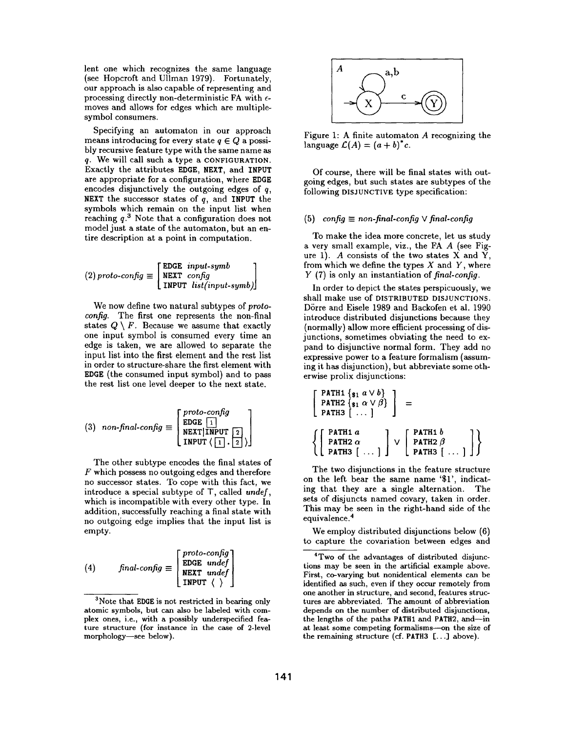lent one which recognizes the same language (see Hopcroft and Ullman 1979). Fortunately, our approach is also capable of representing and processing directly non-deterministic FA with $\epsilon$-moves and allows for edges which are multiple-symbol consumers.

Specifying an automaton in our approach means introducing for every state $q \in Q$ a possibly recursive feature type with the same name as $q$. We will call such a type a CONFIGURATION. Exactly the attributes EDGE, NEXT, and INPUT are appropriate for a configuration, where EDGE encodes disjunctively the outgoing edges of $q$, NEXT the successor states of $q$, and INPUT the symbols which remain on the input list when reaching $q$.[3] Note that a configuration does not model just a state of the automaton, but an entire description at a point in computation.

$$(2)\ \textit{proto-config} \equiv \begin{bmatrix} \texttt{EDGE}\ \textit{input-symb} \\ \texttt{NEXT}\ \textit{config} \\ \texttt{INPUT}\ \textit{list(input-symb)} \end{bmatrix}$$

We now define two natural subtypes of *proto-config*. The first one represents the non-final states $Q \setminus F$. Because we assume that exactly one input symbol is consumed every time an edge is taken, we are allowed to separate the input list into the first element and the rest list in order to structure-share the first element with EDGE (the consumed input symbol) and to pass the rest list one level deeper to the next state.

$$(3)\ \textit{non-final-config} \equiv \begin{bmatrix} \textit{proto-config} \\ \texttt{EDGE}\ \boxed{1} \\ \texttt{NEXT|INPUT}\ \boxed{2} \\ \texttt{INPUT}\ \langle \boxed{1} . \boxed{2} \rangle \end{bmatrix}$$

The other subtype encodes the final states of $F$ which possess no outgoing edges and therefore no successor states. To cope with this fact, we introduce a special subtype of $\top$, called *undef*, which is incompatible with every other type. In addition, successfully reaching a final state with no outgoing edge implies that the input list is empty.

$$(4)\ \textit{final-config} \equiv \begin{bmatrix} \textit{proto-config} \\ \texttt{EDGE}\ \textit{undef} \\ \texttt{NEXT}\ \textit{undef} \\ \texttt{INPUT}\ \langle\ \rangle \end{bmatrix}$$

[3] Note that EDGE is not restricted in bearing only atomic symbols, but can also be labeled with complex ones, i.e., with a possibly underspecified feature structure (for instance in the case of 2-level morphology—see below).

Figure 1: A finite automaton $A$ recognizing the language $\mathcal{L}(A) = (a + b)^{*}c$.

Of course, there will be final states with outgoing edges, but such states are subtypes of the following DISJUNCTIVE type specification:

$$(5)\ \textit{config} \equiv \textit{non-final-config} \vee \textit{final-config}$$

To make the idea more concrete, let us study a very small example, viz., the FA $A$ (see Figure 1). $A$ consists of the two states X and Y, from which we define the types $X$ and $Y$, where $Y$ (7) is only an instantiation of *final-config*.

In order to depict the states perspicuously, we shall make use of DISTRIBUTED DISJUNCTIONS. Dörre and Eisele 1989 and Backofen et al. 1990 introduce distributed disjunctions because they (normally) allow more efficient processing of disjunctions, sometimes obviating the need to expand to disjunctive normal form. They add no expressive power to a feature formalism (assuming it has disjunction), but abbreviate some otherwise prolix disjunctions:

$$\begin{bmatrix} \texttt{PATH1}\ \{_{\$1}\ a \vee b\} \\ \texttt{PATH2}\ \{_{\$1}\ \alpha \vee \beta\} \\ \texttt{PATH3}\ [\ \ldots\ ] \end{bmatrix} =$$

$$\left\{ \begin{bmatrix} \texttt{PATH1}\ a \\ \texttt{PATH2}\ \alpha \\ \texttt{PATH3}\ [\ \ldots\ ] \end{bmatrix} \vee \begin{bmatrix} \texttt{PATH1}\ b \\ \texttt{PATH2}\ \beta \\ \texttt{PATH3}\ [\ \ldots\ ] \end{bmatrix} \right\}$$

The two disjunctions in the feature structure on the left bear the same name '\$1', indicating that they are a single alternation. The sets of disjuncts named covary, taken in order. This may be seen in the right-hand side of the equivalence.[4]

We employ distributed disjunctions below (6) to capture the covariation between edges and

[4] Two of the advantages of distributed disjunctions may be seen in the artificial example above. First, co-varying but nonidentical elements can be identified as such, even if they occur remotely from one another in structure, and second, features structures are abbreviated. The amount of abbreviation depends on the number of distributed disjunctions, the lengths of the paths PATH1 and PATH2, and—in at least some competing formalisms—on the size of the remaining structure (cf. PATH3 [...] above).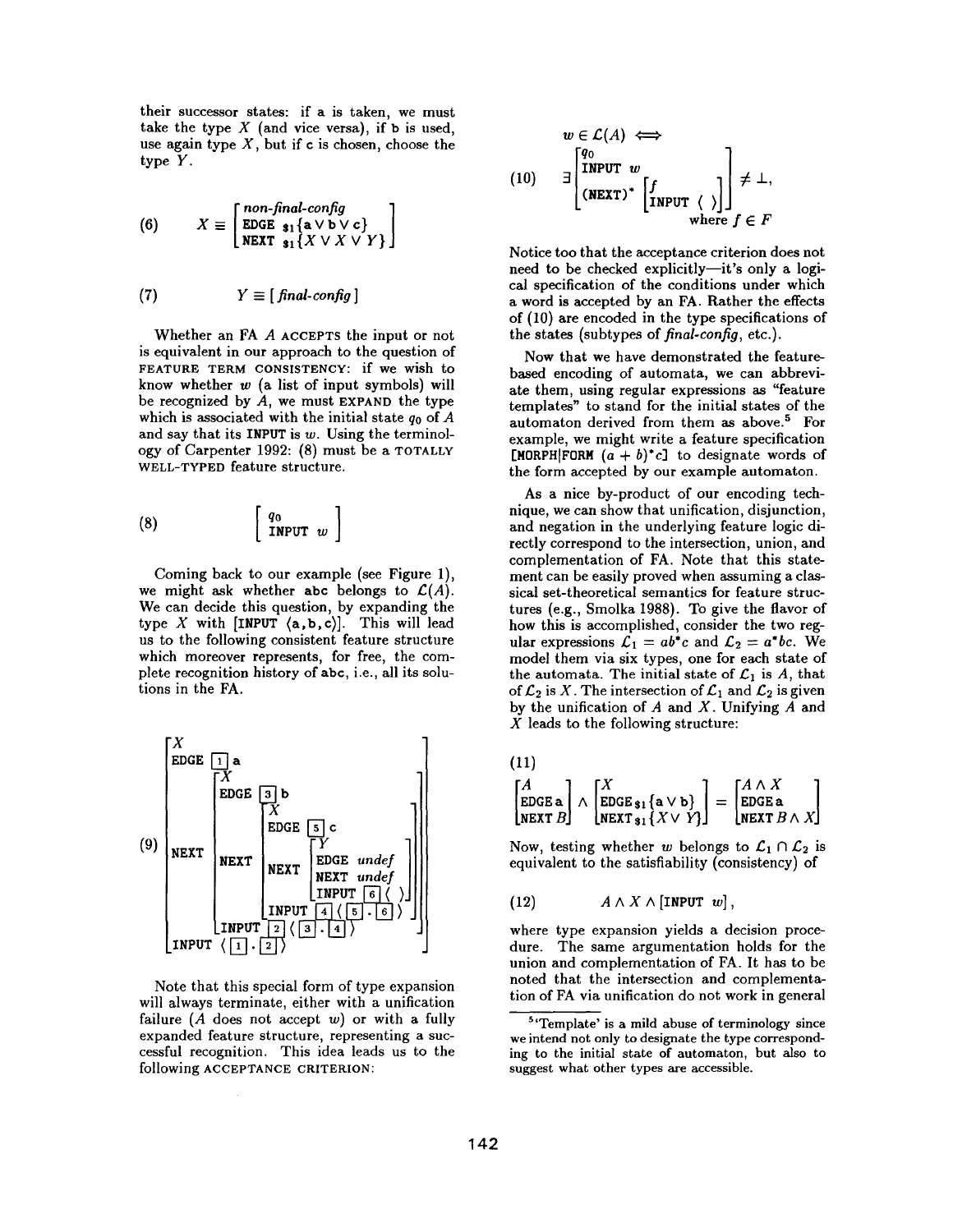their successor states: if a is taken, we must take the type $X$ (and vice versa), if b is used, use again type $X$, but if c is chosen, choose the type $Y$.

$$(6) \qquad X \equiv \begin{bmatrix} \textit{non-final-config} \\ \texttt{EDGE}\ _{\$1}\{\texttt{a} \vee \texttt{b} \vee \texttt{c}\} \\ \texttt{NEXT}\ _{\$1}\{X \vee X \vee Y\} \end{bmatrix}$$

$$(7) \qquad Y \equiv [\, \textit{final-config} \,]$$

Whether an FA $A$ ACCEPTS the input or not is equivalent in our approach to the question of FEATURE TERM CONSISTENCY: if we wish to know whether $w$ (a list of input symbols) will be recognized by $A$, we must EXPAND the type which is associated with the initial state $q_0$ of $A$ and say that its INPUT is $w$. Using the terminology of Carpenter 1992: (8) must be a TOTALLY WELL-TYPED feature structure.

$$(8) \qquad \begin{bmatrix} q_0 \\ \texttt{INPUT}\ w \end{bmatrix}$$

Coming back to our example (see Figure 1), we might ask whether abc belongs to $\mathcal{L}(A)$. We can decide this question, by expanding the type $X$ with [INPUT ⟨a,b,c⟩]. This will lead us to the following consistent feature structure which moreover represents, for free, the complete recognition history of abc, i.e., all its solutions in the FA.

$$(9) \qquad \begin{bmatrix} X \\ \texttt{EDGE}\ \boxed{1}\ \texttt{a} \\ \texttt{NEXT} \begin{bmatrix} X \\ \texttt{EDGE}\ \boxed{3}\ \texttt{b} \\ \texttt{NEXT} \begin{bmatrix} X \\ \texttt{EDGE}\ \boxed{5}\ \texttt{c} \\ \texttt{NEXT} \begin{bmatrix} Y \\ \texttt{EDGE}\ \textit{undef} \\ \texttt{NEXT}\ \textit{undef} \\ \texttt{INPUT}\ \boxed{6}\langle\ \rangle \end{bmatrix} \\ \texttt{INPUT}\ \boxed{4}\langle \boxed{5} . \boxed{6} \rangle \end{bmatrix} \\ \texttt{INPUT}\ \boxed{2}\langle \boxed{3} . \boxed{4} \rangle \end{bmatrix} \\ \texttt{INPUT}\ \langle \boxed{1} . \boxed{2} \rangle \end{bmatrix}$$

Note that this special form of type expansion will always terminate, either with a unification failure ($A$ does not accept $w$) or with a fully expanded feature structure, representing a successful recognition. This idea leads us to the following ACCEPTANCE CRITERION:

$$(10) \qquad w \in \mathcal{L}(A) \iff \exists \begin{bmatrix} q_0 \\ \texttt{INPUT}\ w \\ (\texttt{NEXT})^* \begin{bmatrix} f \\ \texttt{INPUT}\ \langle\ \rangle \end{bmatrix} \end{bmatrix} \neq \bot, \quad \text{where } f \in F$$

Notice too that the acceptance criterion does not need to be checked explicitly—it's only a logical specification of the conditions under which a word is accepted by an FA. Rather the effects of (10) are encoded in the type specifications of the states (subtypes of *final-config*, etc.).

Now that we have demonstrated the feature-based encoding of automata, we can abbreviate them, using regular expressions as "feature templates" to stand for the initial states of the automaton derived from them as above.[5] For example, we might write a feature specification [MORPH|FORM $(a+b)^*c$] to designate words of the form accepted by our example automaton.

As a nice by-product of our encoding technique, we can show that unification, disjunction, and negation in the underlying feature logic directly correspond to the intersection, union, and complementation of FA. Note that this statement can be easily proved when assuming a classical set-theoretical semantics for feature structures (e.g., Smolka 1988). To give the flavor of how this is accomplished, consider the two regular expressions $\mathcal{L}_1 = ab^*c$ and $\mathcal{L}_2 = a^*bc$. We model them via six types, one for each state of the automata. The initial state of $\mathcal{L}_1$ is $A$, that of $\mathcal{L}_2$ is $X$. The intersection of $\mathcal{L}_1$ and $\mathcal{L}_2$ is given by the unification of $A$ and $X$. Unifying $A$ and $X$ leads to the following structure:

$$(11) \qquad \begin{bmatrix} A \\ \texttt{EDGE}\ \texttt{a} \\ \texttt{NEXT}\ B \end{bmatrix} \wedge \begin{bmatrix} X \\ \texttt{EDGE}\ _{\$1}\{\texttt{a} \vee \texttt{b}\} \\ \texttt{NEXT}\ _{\$1}\{X \vee Y\} \end{bmatrix} = \begin{bmatrix} A \wedge X \\ \texttt{EDGE}\ \texttt{a} \\ \texttt{NEXT}\ B \wedge X \end{bmatrix}$$

Now, testing whether $w$ belongs to $\mathcal{L}_1 \cap \mathcal{L}_2$ is equivalent to the satisfiability (consistency) of

$$(12) \qquad A \wedge X \wedge [\texttt{INPUT}\ w],$$

where type expansion yields a decision procedure. The same argumentation holds for the union and complementation of FA. It has to be noted that the intersection and complementation of FA via unification do not work in general

[5] 'Template' is a mild abuse of terminology since we intend not only to designate the type corresponding to the initial state of automaton, but also to suggest what other types are accessible.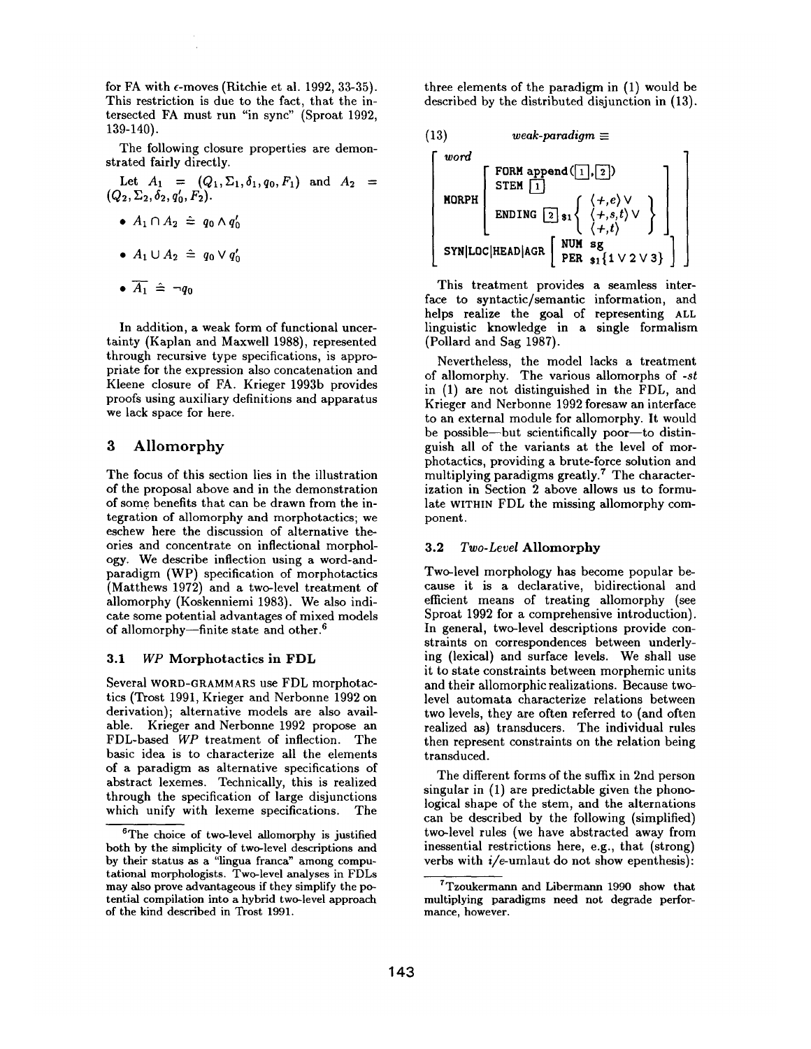for FA with $\epsilon$-moves (Ritchie et al. 1992, 33-35). This restriction is due to the fact, that the intersected FA must run "in sync" (Sproat 1992, 139-140).

The following closure properties are demonstrated fairly directly.

Let $A_1 = (Q_1, \Sigma_1, \delta_1, q_0, F_1)$ and $A_2 = (Q_2, \Sigma_2, \delta_2, q'_0, F_2)$.

- $A_1 \cap A_2 \doteq q_0 \wedge q'_0$
- $A_1 \cup A_2 \doteq q_0 \vee q'_0$
- $\overline{A_1} \doteq \neg q_0$

In addition, a weak form of functional uncertainty (Kaplan and Maxwell 1988), represented through recursive type specifications, is appropriate for the expression also concatenation and Kleene closure of FA. Krieger 1993b provides proofs using auxiliary definitions and apparatus we lack space for here.

## 3 Allomorphy

The focus of this section lies in the illustration of the proposal above and in the demonstration of some benefits that can be drawn from the integration of allomorphy and morphotactics; we eschew here the discussion of alternative theories and concentrate on inflectional morphology. We describe inflection using a word-and-paradigm (WP) specification of morphotactics (Matthews 1972) and a two-level treatment of allomorphy (Koskenniemi 1983). We also indicate some potential advantages of mixed models of allomorphy—finite state and other.[6]

### 3.1 *WP* Morphotactics in FDL

Several WORD-GRAMMARS use FDL morphotactics (Trost 1991, Krieger and Nerbonne 1992 on derivation); alternative models are also available. Krieger and Nerbonne 1992 propose an FDL-based *WP* treatment of inflection. The basic idea is to characterize all the elements of a paradigm as alternative specifications of abstract lexemes. Technically, this is realized through the specification of large disjunctions which unify with lexeme specifications. The three elements of the paradigm in (1) would be described by the distributed disjunction in (13).

(13) *weak-paradigm* $\equiv$

$$
\begin{bmatrix}
\textit{word} \\
\text{MORPH} \begin{bmatrix}
\text{FORM append}(\boxed{1},\boxed{2}) \\
\text{STEM } \boxed{1} \\
\text{ENDING } \boxed{2}\ \$1 \left\{ \begin{array}{l} \langle +,e \rangle \vee \\ \langle +,s,t \rangle \vee \\ \langle +,t \rangle \end{array} \right\}
\end{bmatrix} \\
\text{SYN|LOC|HEAD|AGR} \begin{bmatrix} \text{NUM sg} \\ \text{PER } \$1 \{1 \vee 2 \vee 3\} \end{bmatrix}
\end{bmatrix}
$$

This treatment provides a seamless interface to syntactic/semantic information, and helps realize the goal of representing ALL linguistic knowledge in a single formalism (Pollard and Sag 1987).

Nevertheless, the model lacks a treatment of allomorphy. The various allomorphs of *-st* in (1) are not distinguished in the FDL, and Krieger and Nerbonne 1992 foresaw an interface to an external module for allomorphy. It would be possible—but scientifically poor—to distinguish all of the variants at the level of morphotactics, providing a brute-force solution and multiplying paradigms greatly.[7] The characterization in Section 2 above allows us to formulate WITHIN FDL the missing allomorphy component.

### 3.2 *Two-Level* Allomorphy

Two-level morphology has become popular because it is a declarative, bidirectional and efficient means of treating allomorphy (see Sproat 1992 for a comprehensive introduction). In general, two-level descriptions provide constraints on correspondences between underlying (lexical) and surface levels. We shall use it to state constraints between morphemic units and their allomorphic realizations. Because two-level automata characterize relations between two levels, they are often referred to (and often realized as) transducers. The individual rules then represent constraints on the relation being transduced.

The different forms of the suffix in 2nd person singular in (1) are predictable given the phonological shape of the stem, and the alternations can be described by the following (simplified) two-level rules (we have abstracted away from inessential restrictions here, e.g., that (strong) verbs with *i/e*-umlaut do not show epenthesis):

---

[6] The choice of two-level allomorphy is justified both by the simplicity of two-level descriptions and by their status as a "lingua franca" among computational morphologists. Two-level analyses in FDLs may also prove advantageous if they simplify the potential compilation into a hybrid two-level approach of the kind described in Trost 1991.

[7] Tzoukermann and Libermann 1990 show that multiplying paradigms need not degrade performance, however.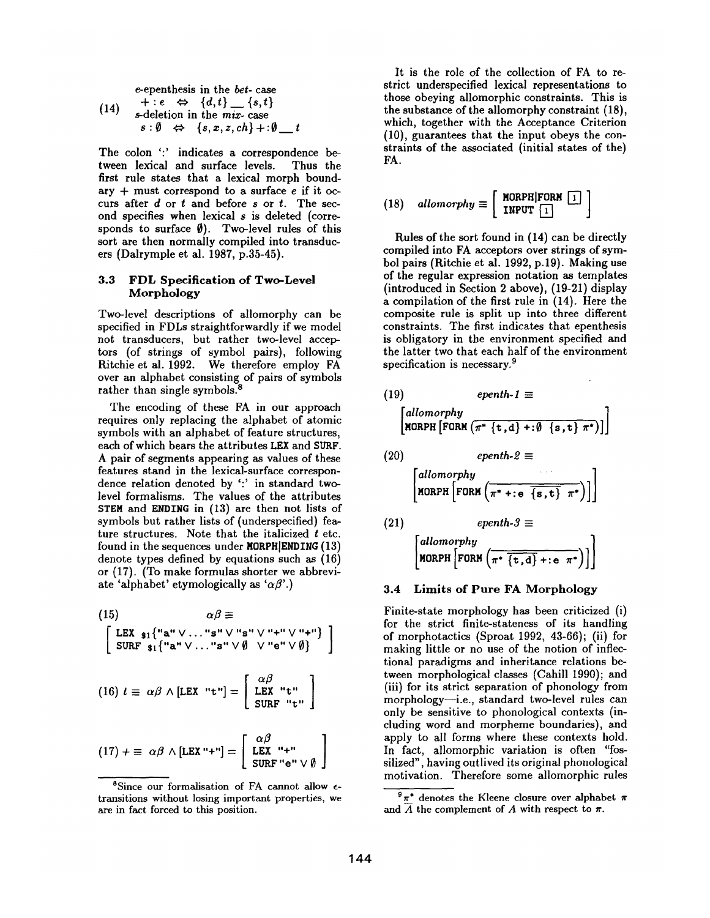$$
(14)\quad \begin{array}{l}
e\text{-epenthesis in the } bet\text{- case} \\
+ : e \;\Leftrightarrow\; \{d,t\} \_\_ \{s,t\} \\
s\text{-deletion in the } mix\text{- case} \\
s : \emptyset \;\Leftrightarrow\; \{s,x,z,ch\} + : \emptyset \_\_ t
\end{array}
$$

The colon ':' indicates a correspondence between lexical and surface levels. Thus the first rule states that a lexical morph boundary + must correspond to a surface *e* if it occurs after *d* or *t* and before *s* or *t*. The second specifies when lexical *s* is deleted (corresponds to surface $\emptyset$). Two-level rules of this sort are then normally compiled into transducers (Dalrymple et al. 1987, p.35-45).

### 3.3 FDL Specification of Two-Level Morphology

Two-level descriptions of allomorphy can be specified in FDLs straightforwardly if we model not transducers, but rather two-level acceptors (of strings of symbol pairs), following Ritchie et al. 1992. We therefore employ FA over an alphabet consisting of pairs of symbols rather than single symbols.[8]

The encoding of these FA in our approach requires only replacing the alphabet of atomic symbols with an alphabet of feature structures, each of which bears the attributes LEX and SURF. A pair of segments appearing as values of these features stand in the lexical-surface correspondence relation denoted by ':' in standard two-level formalisms. The values of the attributes STEM and ENDING in (13) are then not lists of symbols but rather lists of (underspecified) feature structures. Note that the italicized *t* etc. found in the sequences under MORPH|ENDING (13) denote types defined by equations such as (16) or (17). (To make formulas shorter we abbreviate 'alphabet' etymologically as '$\alpha\beta$'.)

$$
(15)\quad \alpha\beta \equiv \begin{bmatrix} \text{LEX } \$_1\{\text{"a"} \vee \ldots \text{"s"} \vee \text{"s"} \vee \text{"+"} \vee \text{"+"}\} \\ \text{SURF } \$_1\{\text{"a"} \vee \ldots \text{"s"} \vee \emptyset \;\; \vee \text{"e"} \vee \emptyset\} \end{bmatrix}
$$

$$
(16)\quad t \equiv \alpha\beta \wedge [\text{LEX "t"}] = \begin{bmatrix} \alpha\beta \\ \text{LEX "t"} \\ \text{SURF "t"} \end{bmatrix}
$$

$$
(17)\quad + \equiv \alpha\beta \wedge [\text{LEX "+"}] = \begin{bmatrix} \alpha\beta \\ \text{LEX "+"} \\ \text{SURF "e"} \vee \emptyset \end{bmatrix}
$$

[8] Since our formalisation of FA cannot allow $\epsilon$-transitions without losing important properties, we are in fact forced to this position.

It is the role of the collection of FA to restrict underspecified lexical representations to those obeying allomorphic constraints. This is the substance of the allomorphy constraint (18), which, together with the Acceptance Criterion (10), guarantees that the input obeys the constraints of the associated (initial states of the) FA.

$$
(18)\quad allomorphy \equiv \begin{bmatrix} \text{MORPH|FORM } \boxed{1} \\ \text{INPUT } \boxed{1} \end{bmatrix}
$$

Rules of the sort found in (14) can be directly compiled into FA acceptors over strings of symbol pairs (Ritchie et al. 1992, p.19). Making use of the regular expression notation as templates (introduced in Section 2 above), (19-21) display a compilation of the first rule in (14). Here the composite rule is split up into three different constraints. The first indicates that epenthesis is obligatory in the environment specified and the latter two that each half of the environment specification is necessary.[9]

$$
(19)\quad epenth\text{-}1 \equiv \begin{bmatrix} allomorphy \\ \text{MORPH}\left[\text{FORM}\left(\overline{\pi^* \; \{\text{t,d}\} \; +:\emptyset \; \{\text{s,t}\} \; \pi^*}\right)\right] \end{bmatrix}
$$

$$
(20)\quad epenth\text{-}2 \equiv \begin{bmatrix} allomorphy \\ \text{MORPH}\left[\text{FORM}\left(\overline{\pi^* \; +:\text{e} \; \overline{\{\text{s,t}\}} \; \pi^*}\right)\right] \end{bmatrix}
$$

$$
(21)\quad epenth\text{-}3 \equiv \begin{bmatrix} allomorphy \\ \text{MORPH}\left[\text{FORM}\left(\overline{\pi^* \; \overline{\{\text{t,d}\}} \; +:\text{e} \; \pi^*}\right)\right] \end{bmatrix}
$$

### 3.4 Limits of Pure FA Morphology

Finite-state morphology has been criticized (i) for the strict finite-stateness of its handling of morphotactics (Sproat 1992, 43-66); (ii) for making little or no use of the notion of inflectional paradigms and inheritance relations between morphological classes (Cahill 1990); and (iii) for its strict separation of phonology from morphology—i.e., standard two-level rules can only be sensitive to phonological contexts (including word and morpheme boundaries), and apply to all forms where these contexts hold. In fact, allomorphic variation is often "fossilized", having outlived its original phonological motivation. Therefore some allomorphic rules

[9] $\pi^*$ denotes the Kleene closure over alphabet $\pi$ and $\overline{A}$ the complement of $A$ with respect to $\pi$.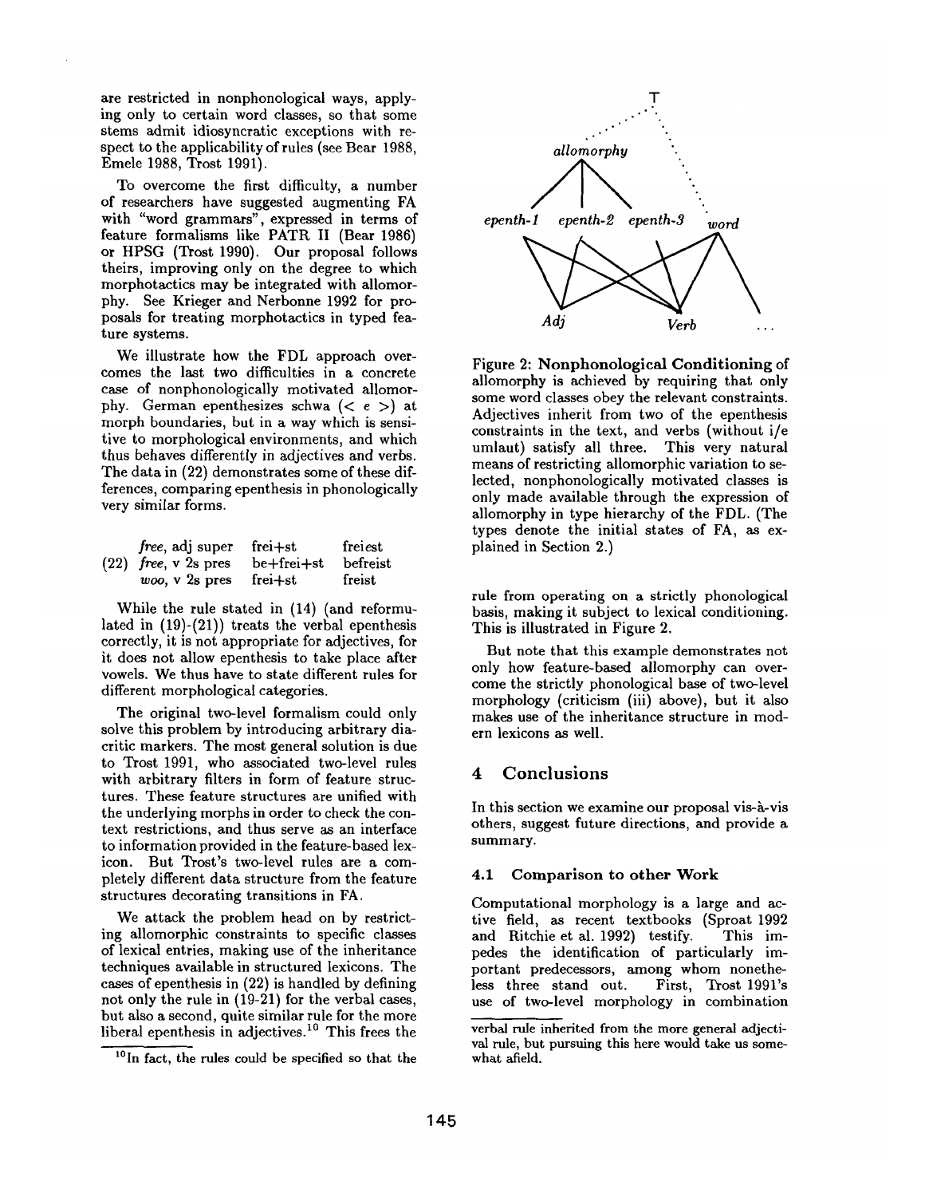are restricted in nonphonological ways, applying only to certain word classes, so that some stems admit idiosyncratic exceptions with respect to the applicability of rules (see Bear 1988, Emele 1988, Trost 1991).

To overcome the first difficulty, a number of researchers have suggested augmenting FA with "word grammars", expressed in terms of feature formalisms like PATR II (Bear 1986) or HPSG (Trost 1990). Our proposal follows theirs, improving only on the degree to which morphotactics may be integrated with allomorphy. See Krieger and Nerbonne 1992 for proposals for treating morphotactics in typed feature systems.

We illustrate how the FDL approach overcomes the last two difficulties in a concrete case of nonphonologically motivated allomorphy. German epenthesizes schwa (< *e* >) at morph boundaries, but in a way which is sensitive to morphological environments, and which thus behaves differently in adjectives and verbs. The data in (22) demonstrates some of these differences, comparing epenthesis in phonologically very similar forms.

| | | | |
|---|---|---|---|
| | *free*, adj super | frei+st | frei*e*st |
| (22) | *free*, v 2s pres | be+frei+st | befreist |
| | *woo*, v 2s pres | frei+st | freist |

While the rule stated in (14) (and reformulated in (19)-(21)) treats the verbal epenthesis correctly, it is not appropriate for adjectives, for it does not allow epenthesis to take place after vowels. We thus have to state different rules for different morphological categories.

The original two-level formalism could only solve this problem by introducing arbitrary diacritic markers. The most general solution is due to Trost 1991, who associated two-level rules with arbitrary filters in form of feature structures. These feature structures are unified with the underlying morphs in order to check the context restrictions, and thus serve as an interface to information provided in the feature-based lexicon. But Trost's two-level rules are a completely different data structure from the feature structures decorating transitions in FA.

We attack the problem head on by restricting allomorphic constraints to specific classes of lexical entries, making use of the inheritance techniques available in structured lexicons. The cases of epenthesis in (22) is handled by defining not only the rule in (19-21) for the verbal cases, but also a second, quite similar rule for the more liberal epenthesis in adjectives.[10] This frees the rule from operating on a strictly phonological basis, making it subject to lexical conditioning. This is illustrated in Figure 2.

Figure 2: **Nonphonological Conditioning** of allomorphy is achieved by requiring that only some word classes obey the relevant constraints. Adjectives inherit from two of the epenthesis constraints in the text, and verbs (without i/e umlaut) satisfy all three. This very natural means of restricting allomorphic variation to selected, nonphonologically motivated classes is only made available through the expression of allomorphy in type hierarchy of the FDL. (The types denote the initial states of FA, as explained in Section 2.)

But note that this example demonstrates not only how feature-based allomorphy can overcome the strictly phonological base of two-level morphology (criticism (iii) above), but it also makes use of the inheritance structure in modern lexicons as well.

## 4 Conclusions

In this section we examine our proposal vis-à-vis others, suggest future directions, and provide a summary.

### 4.1 Comparison to other Work

Computational morphology is a large and active field, as recent textbooks (Sproat 1992 and Ritchie et al. 1992) testify. This impedes the identification of particularly important predecessors, among whom nonetheless three stand out. First, Trost 1991's use of two-level morphology in combination

[10] In fact, the rules could be specified so that the verbal rule inherited from the more general adjectival rule, but pursuing this here would take us somewhat afield.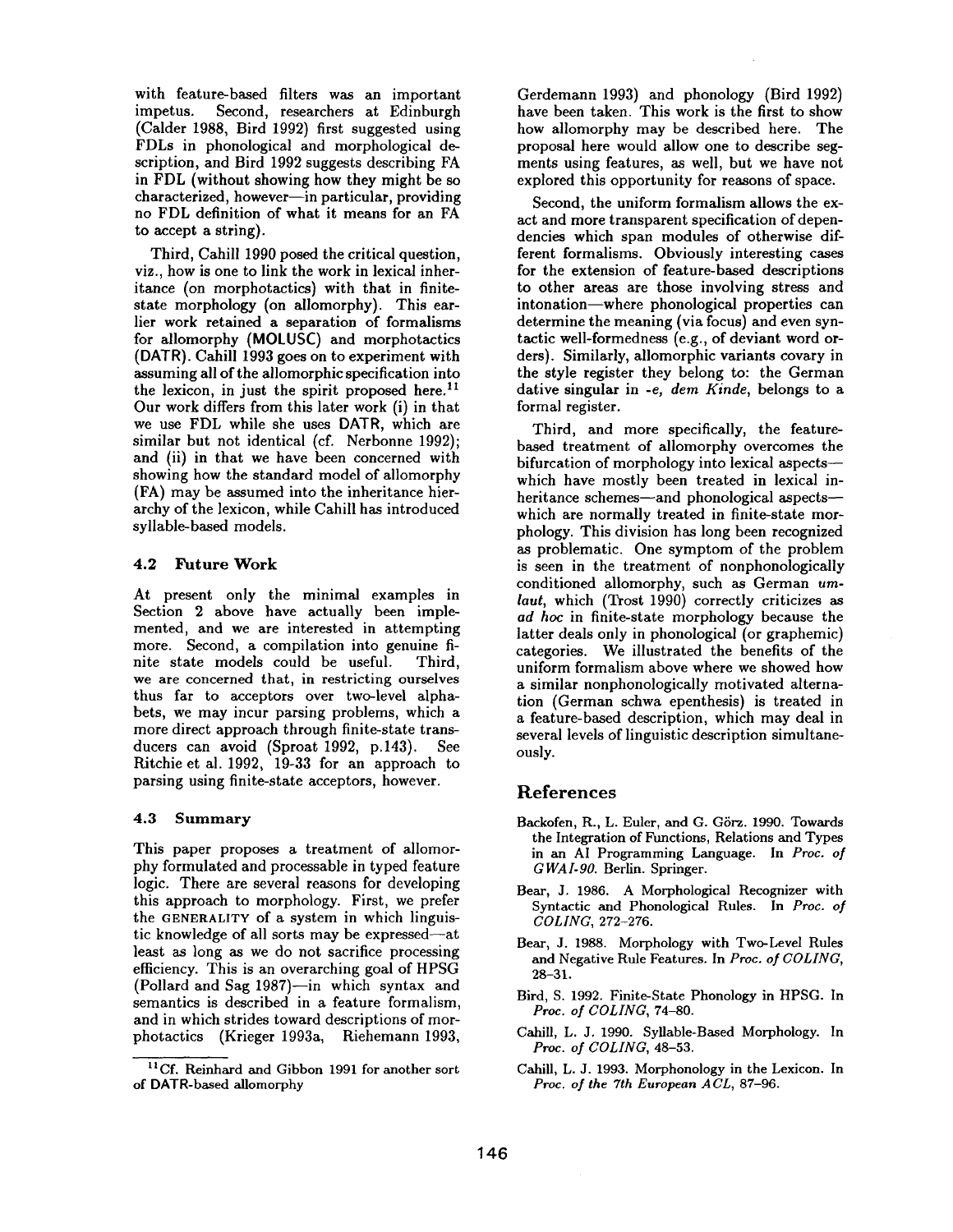with feature-based filters was an important impetus. Second, researchers at Edinburgh (Calder 1988, Bird 1992) first suggested using FDLs in phonological and morphological description, and Bird 1992 suggests describing FA in FDL (without showing how they might be so characterized, however—in particular, providing no FDL definition of what it means for an FA to accept a string).

Third, Cahill 1990 posed the critical question, viz., how is one to link the work in lexical inheritance (on morphotactics) with that in finite-state morphology (on allomorphy). This earlier work retained a separation of formalisms for allomorphy (MOLUSC) and morphotactics (DATR). Cahill 1993 goes on to experiment with assuming all of the allomorphic specification into the lexicon, in just the spirit proposed here.[11] Our work differs from this later work (i) in that we use FDL while she uses DATR, which are similar but not identical (cf. Nerbonne 1992); and (ii) in that we have been concerned with showing how the standard model of allomorphy (FA) may be assumed into the inheritance hierarchy of the lexicon, while Cahill has introduced syllable-based models.

### 4.2 Future Work

At present only the minimal examples in Section 2 above have actually been implemented, and we are interested in attempting more. Second, a compilation into genuine finite state models could be useful. Third, we are concerned that, in restricting ourselves thus far to acceptors over two-level alphabets, we may incur parsing problems, which a more direct approach through finite-state transducers can avoid (Sproat 1992, p.143). See Ritchie et al. 1992, 19-33 for an approach to parsing using finite-state acceptors, however.

### 4.3 Summary

This paper proposes a treatment of allomorphy formulated and processable in typed feature logic. There are several reasons for developing this approach to morphology. First, we prefer the GENERALITY of a system in which linguistic knowledge of all sorts may be expressed—at least as long as we do not sacrifice processing efficiency. This is an overarching goal of HPSG (Pollard and Sag 1987)—in which syntax and semantics is described in a feature formalism, and in which strides toward descriptions of morphotactics (Krieger 1993a, Riehemann 1993, Gerdemann 1993) and phonology (Bird 1992) have been taken. This work is the first to show how allomorphy may be described here. The proposal here would allow one to describe segments using features, as well, but we have not explored this opportunity for reasons of space.

Second, the uniform formalism allows the exact and more transparent specification of dependencies which span modules of otherwise different formalisms. Obviously interesting cases for the extension of feature-based descriptions to other areas are those involving stress and intonation—where phonological properties can determine the meaning (via focus) and even syntactic well-formedness (e.g., of deviant word orders). Similarly, allomorphic variants covary in the style register they belong to: the German dative singular in *-e*, *dem Kinde*, belongs to a formal register.

Third, and more specifically, the feature-based treatment of allomorphy overcomes the bifurcation of morphology into lexical aspects—which have mostly been treated in lexical inheritance schemes—and phonological aspects—which are normally treated in finite-state morphology. This division has long been recognized as problematic. One symptom of the problem is seen in the treatment of nonphonologically conditioned allomorphy, such as German *umlaut*, which (Trost 1990) correctly criticizes as *ad hoc* in finite-state morphology because the latter deals only in phonological (or graphemic) categories. We illustrated the benefits of the uniform formalism above where we showed how a similar nonphonologically motivated alternation (German schwa epenthesis) is treated in a feature-based description, which may deal in several levels of linguistic description simultaneously.

## References

Backofen, R., L. Euler, and G. Görz. 1990. Towards the Integration of Functions, Relations and Types in an AI Programming Language. In *Proc. of GWAI-90*. Berlin. Springer.

Bear, J. 1986. A Morphological Recognizer with Syntactic and Phonological Rules. In *Proc. of COLING*, 272-276.

Bear, J. 1988. Morphology with Two-Level Rules and Negative Rule Features. In *Proc. of COLING*, 28-31.

Bird, S. 1992. Finite-State Phonology in HPSG. In *Proc. of COLING*, 74-80.

Cahill, L. J. 1990. Syllable-Based Morphology. In *Proc. of COLING*, 48-53.

Cahill, L. J. 1993. Morphonology in the Lexicon. In *Proc. of the 7th European ACL*, 87-96.

---

[11] Cf. Reinhard and Gibbon 1991 for another sort of DATR-based allomorphy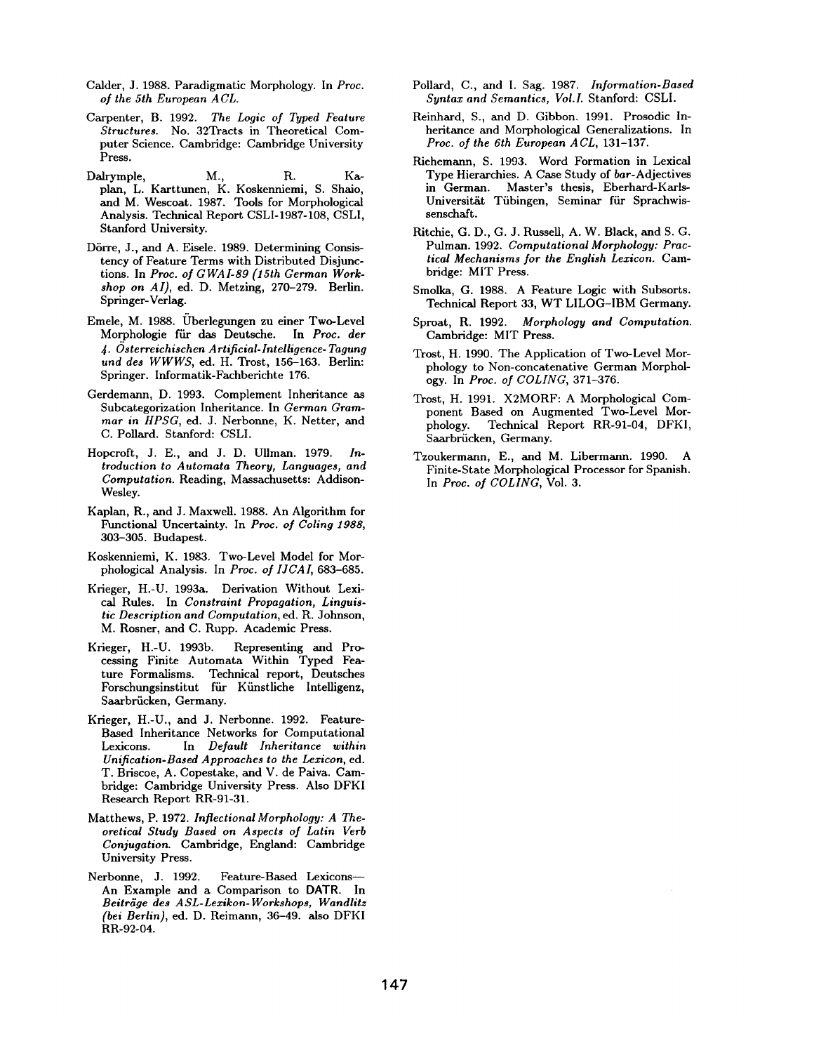Calder, J. 1988. Paradigmatic Morphology. In *Proc. of the 5th European ACL.*

Carpenter, B. 1992. *The Logic of Typed Feature Structures.* No. 32Tracts in Theoretical Computer Science. Cambridge: Cambridge University Press.

Dalrymple, M., R. Kaplan, L. Karttunen, K. Koskenniemi, S. Shaio, and M. Wescoat. 1987. Tools for Morphological Analysis. Technical Report CSLI-1987-108, CSLI, Stanford University.

Dörre, J., and A. Eisele. 1989. Determining Consistency of Feature Terms with Distributed Disjunctions. In *Proc. of GWAI-89 (15th German Workshop on AI)*, ed. D. Metzing, 270–279. Berlin. Springer-Verlag.

Emele, M. 1988. Überlegungen zu einer Two-Level Morphologie für das Deutsche. In *Proc. der 4. Österreichischen Artificial-Intelligence-Tagung und des WWWS*, ed. H. Trost, 156–163. Berlin: Springer. Informatik-Fachberichte 176.

Gerdemann, D. 1993. Complement Inheritance as Subcategorization Inheritance. In *German Grammar in HPSG*, ed. J. Nerbonne, K. Netter, and C. Pollard. Stanford: CSLI.

Hopcroft, J. E., and J. D. Ullman. 1979. *Introduction to Automata Theory, Languages, and Computation.* Reading, Massachusetts: Addison-Wesley.

Kaplan, R., and J. Maxwell. 1988. An Algorithm for Functional Uncertainty. In *Proc. of Coling 1988*, 303–305. Budapest.

Koskenniemi, K. 1983. Two-Level Model for Morphological Analysis. In *Proc. of IJCAI*, 683–685.

Krieger, H.-U. 1993a. Derivation Without Lexical Rules. In *Constraint Propagation, Linguistic Description and Computation*, ed. R. Johnson, M. Rosner, and C. Rupp. Academic Press.

Krieger, H.-U. 1993b. Representing and Processing Finite Automata Within Typed Feature Formalisms. Technical report, Deutsches Forschungsinstitut für Künstliche Intelligenz, Saarbrücken, Germany.

Krieger, H.-U., and J. Nerbonne. 1992. Feature-Based Inheritance Networks for Computational Lexicons. In *Default Inheritance within Unification-Based Approaches to the Lexicon*, ed. T. Briscoe, A. Copestake, and V. de Paiva. Cambridge: Cambridge University Press. Also DFKI Research Report RR-91-31.

Matthews, P. 1972. *Inflectional Morphology: A Theoretical Study Based on Aspects of Latin Verb Conjugation.* Cambridge, England: Cambridge University Press.

Nerbonne, J. 1992. Feature-Based Lexicons—An Example and a Comparison to DATR. In *Beiträge des ASL-Lexikon-Workshops, Wandlitz (bei Berlin)*, ed. D. Reimann, 36–49. also DFKI RR-92-04.

Pollard, C., and I. Sag. 1987. *Information-Based Syntax and Semantics, Vol.I.* Stanford: CSLI.

Reinhard, S., and D. Gibbon. 1991. Prosodic Inheritance and Morphological Generalizations. In *Proc. of the 6th European ACL*, 131–137.

Riehemann, S. 1993. Word Formation in Lexical Type Hierarchies. A Case Study of *bar*-Adjectives in German. Master's thesis, Eberhard-Karls-Universität Tübingen, Seminar für Sprachwissenschaft.

Ritchie, G. D., G. J. Russell, A. W. Black, and S. G. Pulman. 1992. *Computational Morphology: Practical Mechanisms for the English Lexicon.* Cambridge: MIT Press.

Smolka, G. 1988. A Feature Logic with Subsorts. Technical Report 33, WT LILOG–IBM Germany.

Sproat, R. 1992. *Morphology and Computation.* Cambridge: MIT Press.

Trost, H. 1990. The Application of Two-Level Morphology to Non-concatenative German Morphology. In *Proc. of COLING*, 371–376.

Trost, H. 1991. X2MORF: A Morphological Component Based on Augmented Two-Level Morphology. Technical Report RR-91-04, DFKI, Saarbrücken, Germany.

Tzoukermann, E., and M. Libermann. 1990. A Finite-State Morphological Processor for Spanish. In *Proc. of COLING*, Vol. 3.